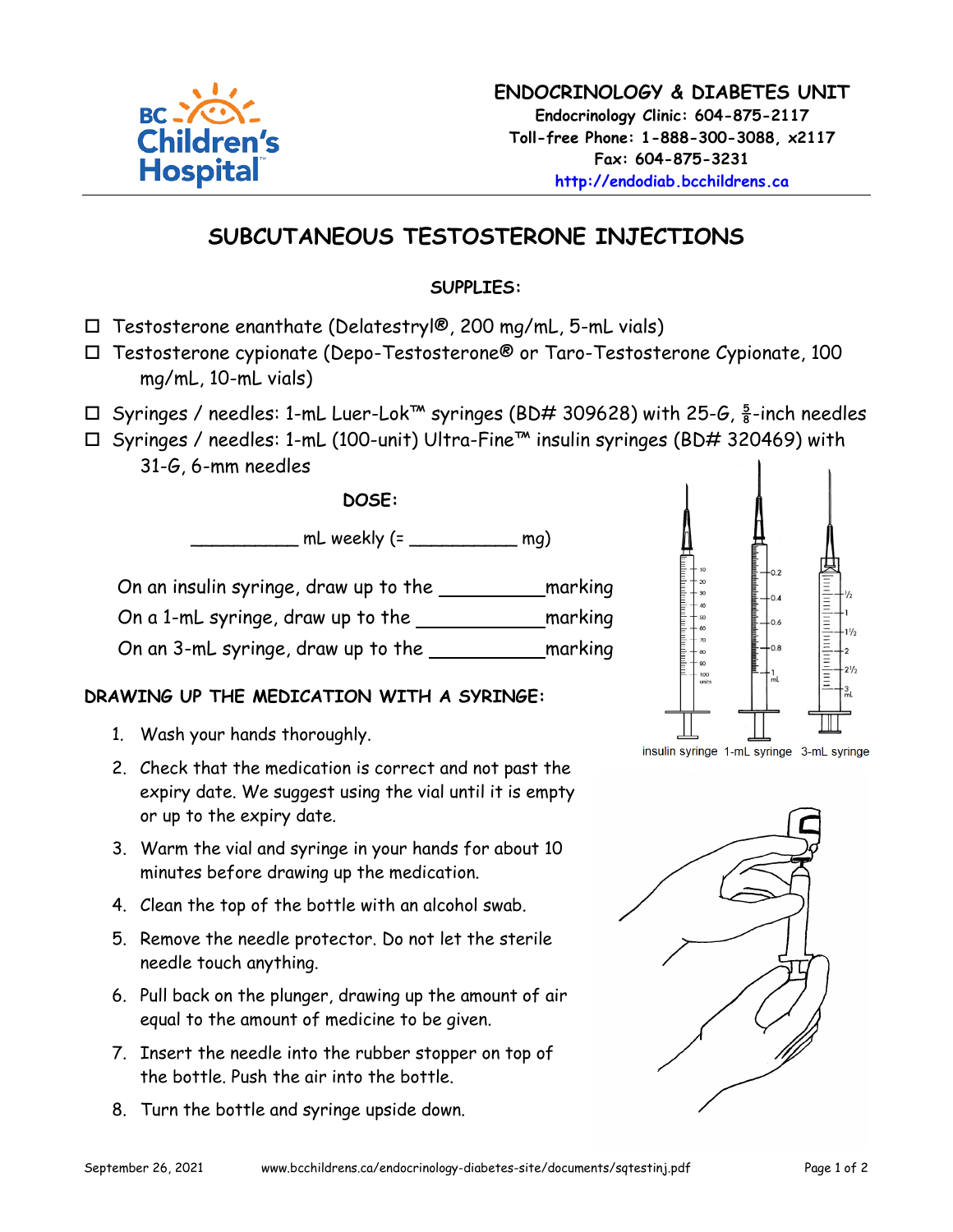BC Children's Hospital

**ENDOCRINOLOGY & DIABETES UNIT**
Endocrinology Clinic: 604-875-2117
Toll-free Phone: 1-888-300-3088, x2117
Fax: 604-875-3231
http://endodiab.bcchildrens.ca

# SUBCUTANEOUS TESTOSTERONE INJECTIONS

## SUPPLIES:

- ☐ Testosterone enanthate (Delatestryl®, 200 mg/mL, 5-mL vials)
- ☐ Testosterone cypionate (Depo-Testosterone® or Taro-Testosterone Cypionate, 100 mg/mL, 10-mL vials)
- ☐ Syringes / needles: 1-mL Luer-Lok™ syringes (BD# 309628) with 25-G, $\frac{5}{8}$-inch needles
- ☐ Syringes / needles: 1-mL (100-unit) Ultra-Fine™ insulin syringes (BD# 320469) with 31-G, 6-mm needles

## DOSE:

__________ mL weekly (= __________ mg)

On an insulin syringe, draw up to the __________ marking
On a 1-mL syringe, draw up to the __________ marking
On an 3-mL syringe, draw up to the __________ marking

insulin syringe 1-mL syringe 3-mL syringe

## DRAWING UP THE MEDICATION WITH A SYRINGE:

1. Wash your hands thoroughly.
2. Check that the medication is correct and not past the expiry date. We suggest using the vial until it is empty or up to the expiry date.
3. Warm the vial and syringe in your hands for about 10 minutes before drawing up the medication.
4. Clean the top of the bottle with an alcohol swab.
5. Remove the needle protector. Do not let the sterile needle touch anything.
6. Pull back on the plunger, drawing up the amount of air equal to the amount of medicine to be given.
7. Insert the needle into the rubber stopper on top of the bottle. Push the air into the bottle.
8. Turn the bottle and syringe upside down.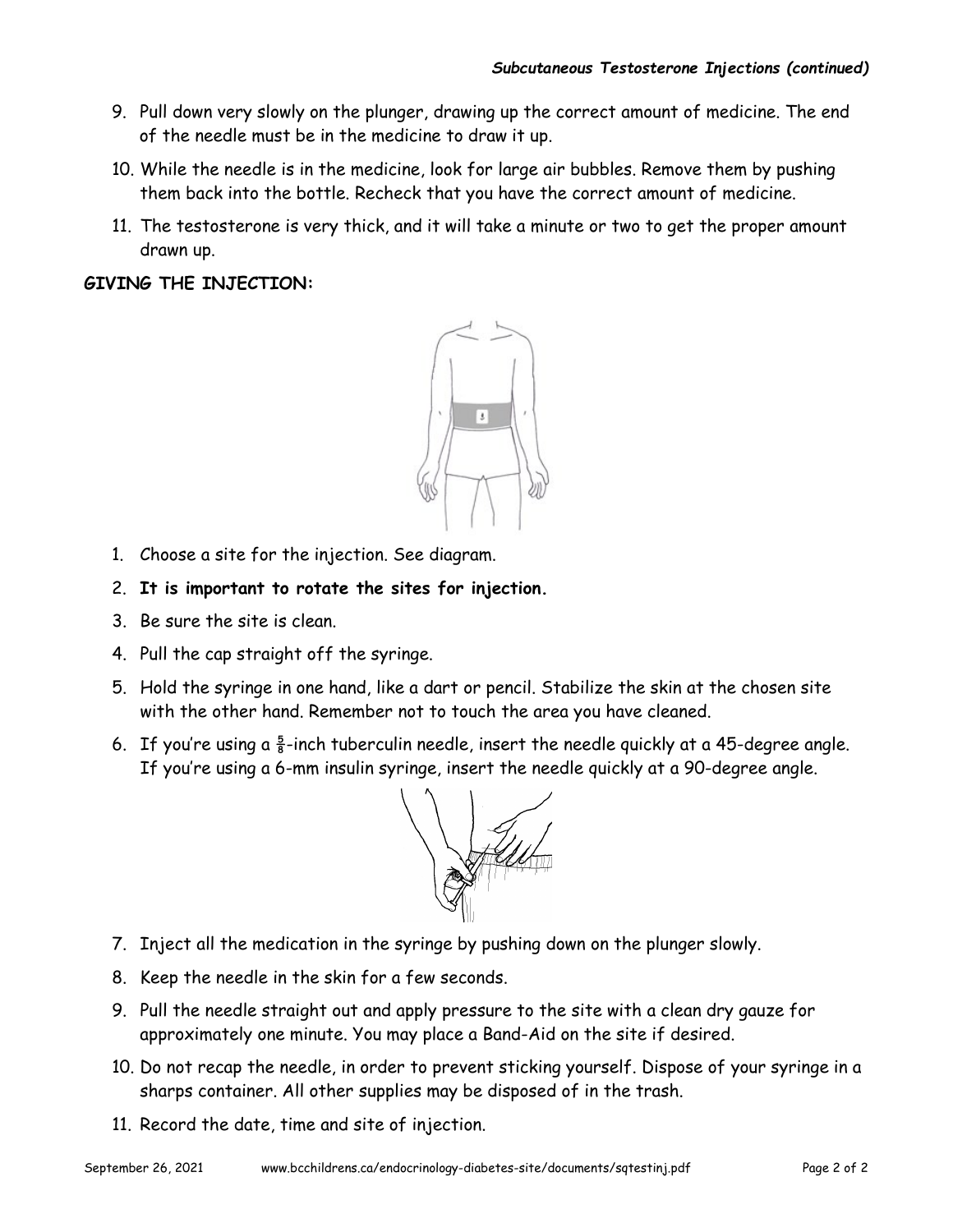9. Pull down very slowly on the plunger, drawing up the correct amount of medicine. The end of the needle must be in the medicine to draw it up.
10. While the needle is in the medicine, look for large air bubbles. Remove them by pushing them back into the bottle. Recheck that you have the correct amount of medicine.
11. The testosterone is very thick, and it will take a minute or two to get the proper amount drawn up.

**GIVING THE INJECTION:**

1. Choose a site for the injection. See diagram.
2. **It is important to rotate the sites for injection.**
3. Be sure the site is clean.
4. Pull the cap straight off the syringe.
5. Hold the syringe in one hand, like a dart or pencil. Stabilize the skin at the chosen site with the other hand. Remember not to touch the area you have cleaned.
6. If you're using a $\frac{5}{8}$-inch tuberculin needle, insert the needle quickly at a 45-degree angle. If you're using a 6-mm insulin syringe, insert the needle quickly at a 90-degree angle.
7. Inject all the medication in the syringe by pushing down on the plunger slowly.
8. Keep the needle in the skin for a few seconds.
9. Pull the needle straight out and apply pressure to the site with a clean dry gauze for approximately one minute. You may place a Band-Aid on the site if desired.
10. Do not recap the needle, in order to prevent sticking yourself. Dispose of your syringe in a sharps container. All other supplies may be disposed of in the trash.
11. Record the date, time and site of injection.